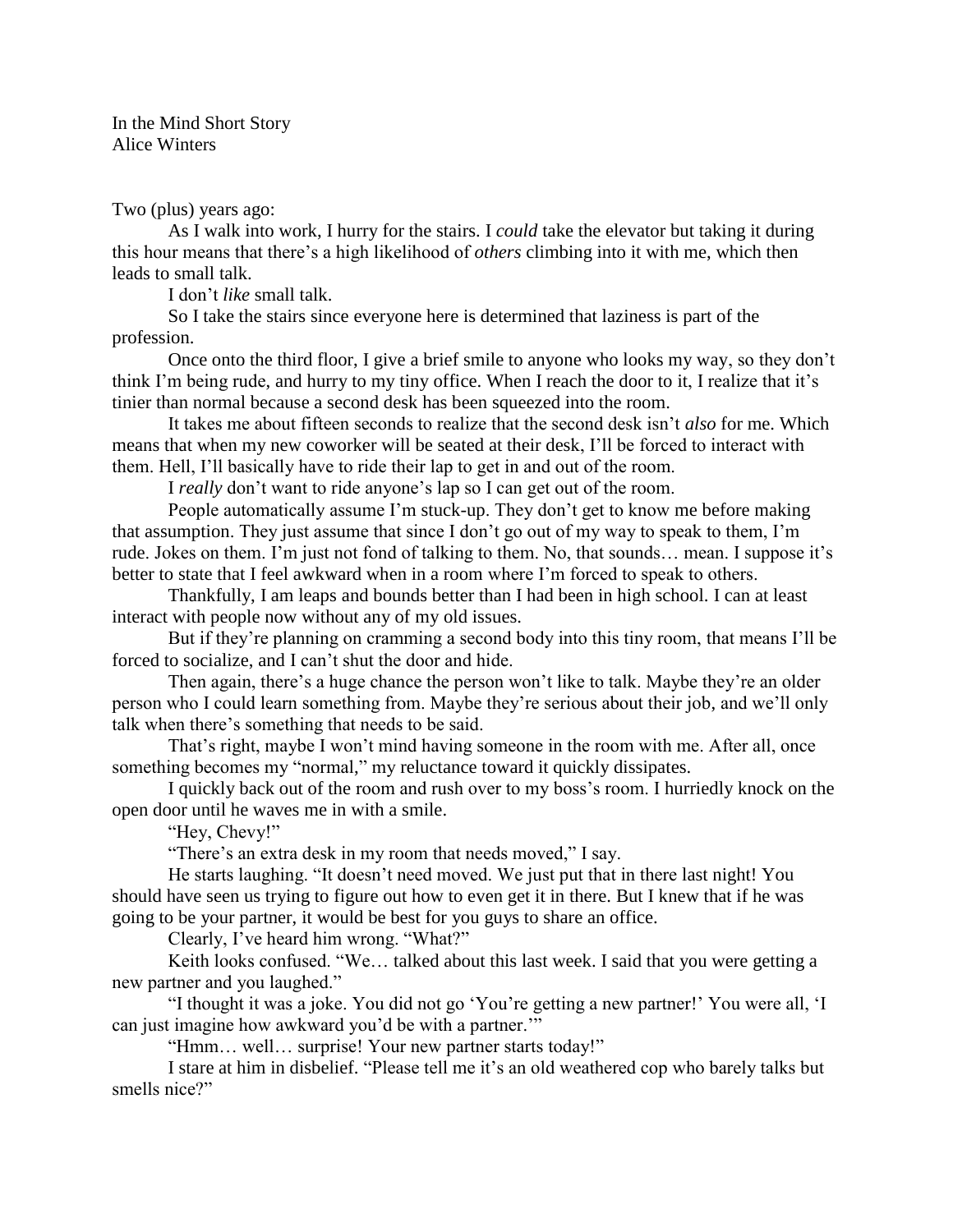In the Mind Short Story
Alice Winters

Two (plus) years ago:

As I walk into work, I hurry for the stairs. I *could* take the elevator but taking it during this hour means that there's a high likelihood of *others* climbing into it with me, which then leads to small talk.

I don't *like* small talk.

So I take the stairs since everyone here is determined that laziness is part of the profession.

Once onto the third floor, I give a brief smile to anyone who looks my way, so they don't think I'm being rude, and hurry to my tiny office. When I reach the door to it, I realize that it's tinier than normal because a second desk has been squeezed into the room.

It takes me about fifteen seconds to realize that the second desk isn't *also* for me. Which means that when my new coworker will be seated at their desk, I'll be forced to interact with them. Hell, I'll basically have to ride their lap to get in and out of the room.

I *really* don't want to ride anyone's lap so I can get out of the room.

People automatically assume I'm stuck-up. They don't get to know me before making that assumption. They just assume that since I don't go out of my way to speak to them, I'm rude. Jokes on them. I'm just not fond of talking to them. No, that sounds… mean. I suppose it's better to state that I feel awkward when in a room where I'm forced to speak to others.

Thankfully, I am leaps and bounds better than I had been in high school. I can at least interact with people now without any of my old issues.

But if they're planning on cramming a second body into this tiny room, that means I'll be forced to socialize, and I can't shut the door and hide.

Then again, there's a huge chance the person won't like to talk. Maybe they're an older person who I could learn something from. Maybe they're serious about their job, and we'll only talk when there's something that needs to be said.

That's right, maybe I won't mind having someone in the room with me. After all, once something becomes my "normal," my reluctance toward it quickly dissipates.

I quickly back out of the room and rush over to my boss's room. I hurriedly knock on the open door until he waves me in with a smile.

"Hey, Chevy!"

"There's an extra desk in my room that needs moved," I say.

He starts laughing. "It doesn't need moved. We just put that in there last night! You should have seen us trying to figure out how to even get it in there. But I knew that if he was going to be your partner, it would be best for you guys to share an office.

Clearly, I've heard him wrong. "What?"

Keith looks confused. "We… talked about this last week. I said that you were getting a new partner and you laughed."

"I thought it was a joke. You did not go 'You're getting a new partner!' You were all, 'I can just imagine how awkward you'd be with a partner.'"

"Hmm… well… surprise! Your new partner starts today!"

I stare at him in disbelief. "Please tell me it's an old weathered cop who barely talks but smells nice?"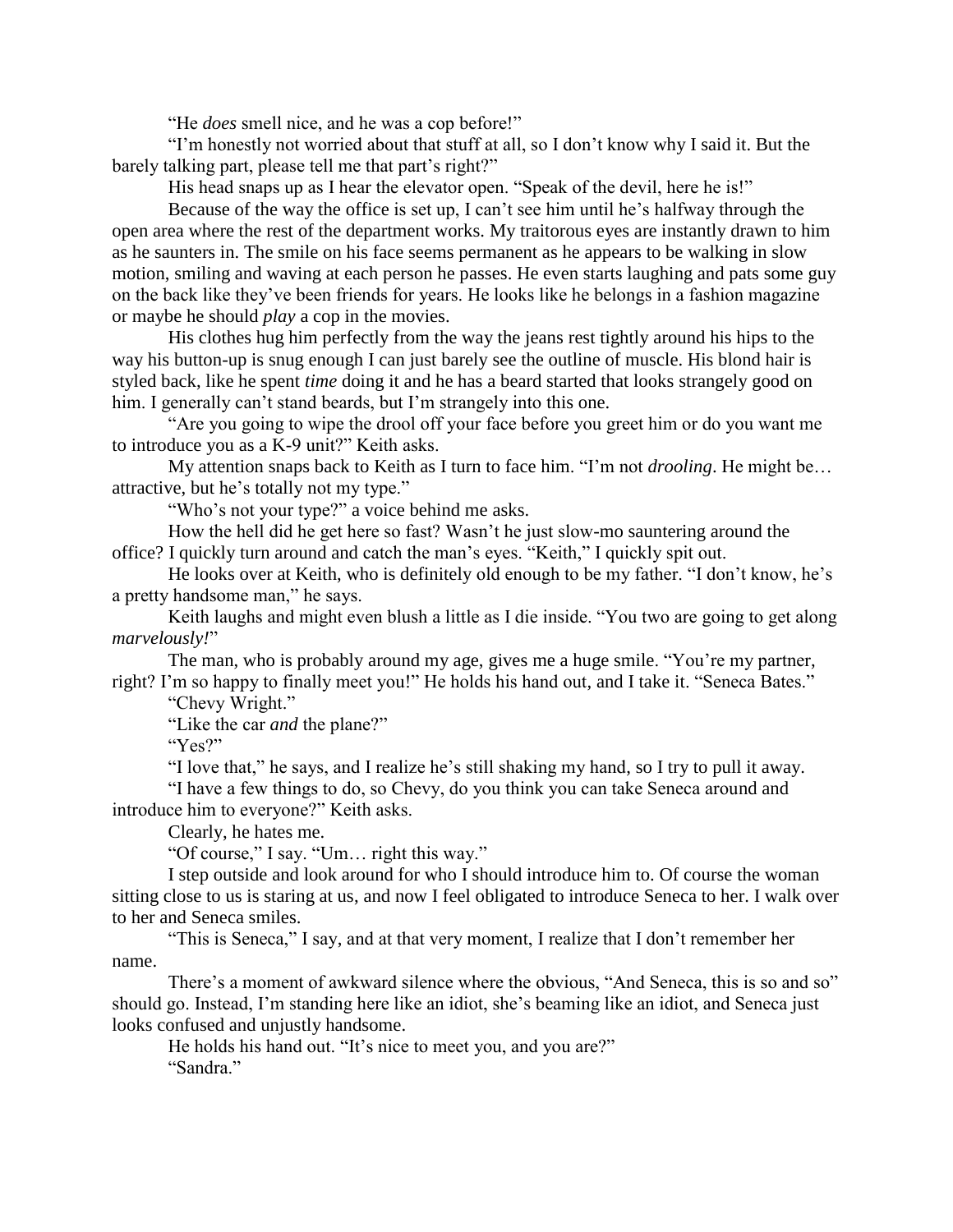"He *does* smell nice, and he was a cop before!"

"I'm honestly not worried about that stuff at all, so I don't know why I said it. But the barely talking part, please tell me that part's right?"

His head snaps up as I hear the elevator open. "Speak of the devil, here he is!"

Because of the way the office is set up, I can't see him until he's halfway through the open area where the rest of the department works. My traitorous eyes are instantly drawn to him as he saunters in. The smile on his face seems permanent as he appears to be walking in slow motion, smiling and waving at each person he passes. He even starts laughing and pats some guy on the back like they've been friends for years. He looks like he belongs in a fashion magazine or maybe he should *play* a cop in the movies.

His clothes hug him perfectly from the way the jeans rest tightly around his hips to the way his button-up is snug enough I can just barely see the outline of muscle. His blond hair is styled back, like he spent *time* doing it and he has a beard started that looks strangely good on him. I generally can't stand beards, but I'm strangely into this one.

"Are you going to wipe the drool off your face before you greet him or do you want me to introduce you as a K-9 unit?" Keith asks.

My attention snaps back to Keith as I turn to face him. "I'm not *drooling*. He might be… attractive, but he's totally not my type."

"Who's not your type?" a voice behind me asks.

How the hell did he get here so fast? Wasn't he just slow-mo sauntering around the office? I quickly turn around and catch the man's eyes. "Keith," I quickly spit out.

He looks over at Keith, who is definitely old enough to be my father. "I don't know, he's a pretty handsome man," he says.

Keith laughs and might even blush a little as I die inside. "You two are going to get along *marvelously!*"

The man, who is probably around my age, gives me a huge smile. "You're my partner, right? I'm so happy to finally meet you!" He holds his hand out, and I take it. "Seneca Bates."

"Chevy Wright."

"Like the car *and* the plane?"

"Yes?"

"I love that," he says, and I realize he's still shaking my hand, so I try to pull it away.

"I have a few things to do, so Chevy, do you think you can take Seneca around and introduce him to everyone?" Keith asks.

Clearly, he hates me.

"Of course," I say. "Um… right this way."

I step outside and look around for who I should introduce him to. Of course the woman sitting close to us is staring at us, and now I feel obligated to introduce Seneca to her. I walk over to her and Seneca smiles.

"This is Seneca," I say, and at that very moment, I realize that I don't remember her name.

There's a moment of awkward silence where the obvious, "And Seneca, this is so and so" should go. Instead, I'm standing here like an idiot, she's beaming like an idiot, and Seneca just looks confused and unjustly handsome.

He holds his hand out. "It's nice to meet you, and you are?"

"Sandra."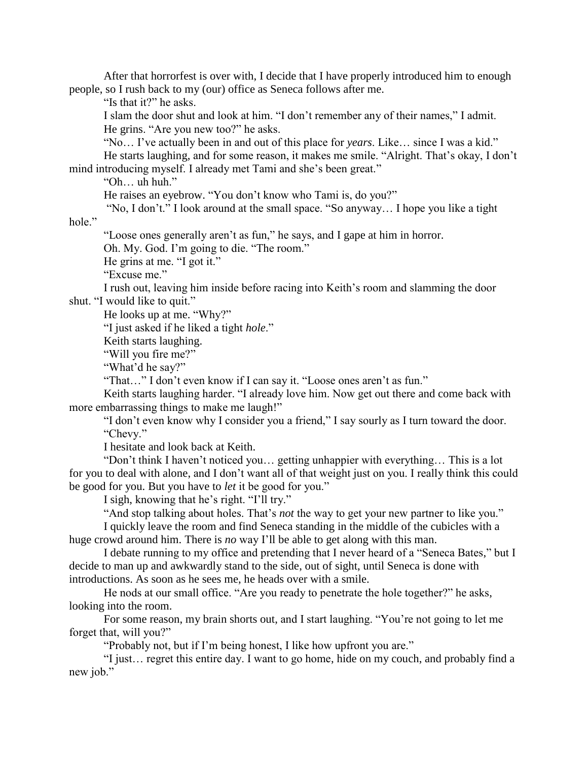After that horrorfest is over with, I decide that I have properly introduced him to enough people, so I rush back to my (our) office as Seneca follows after me.

"Is that it?" he asks.

I slam the door shut and look at him. "I don't remember any of their names," I admit.

He grins. "Are you new too?" he asks.

"No… I've actually been in and out of this place for *years*. Like… since I was a kid."

He starts laughing, and for some reason, it makes me smile. "Alright. That's okay, I don't mind introducing myself. I already met Tami and she's been great."

"Oh… uh huh."

He raises an eyebrow. "You don't know who Tami is, do you?"

"No, I don't." I look around at the small space. "So anyway… I hope you like a tight hole."

"Loose ones generally aren't as fun," he says, and I gape at him in horror.

Oh. My. God. I'm going to die. "The room."

He grins at me. "I got it."

"Excuse me."

I rush out, leaving him inside before racing into Keith's room and slamming the door shut. "I would like to quit."

He looks up at me. "Why?"

"I just asked if he liked a tight *hole*."

Keith starts laughing.

"Will you fire me?"

"What'd he say?"

"That…" I don't even know if I can say it. "Loose ones aren't as fun."

Keith starts laughing harder. "I already love him. Now get out there and come back with more embarrassing things to make me laugh!"

"I don't even know why I consider you a friend," I say sourly as I turn toward the door.

"Chevy."

I hesitate and look back at Keith.

"Don't think I haven't noticed you… getting unhappier with everything… This is a lot for you to deal with alone, and I don't want all of that weight just on you. I really think this could be good for you. But you have to *let* it be good for you."

I sigh, knowing that he's right. "I'll try."

"And stop talking about holes. That's *not* the way to get your new partner to like you."

I quickly leave the room and find Seneca standing in the middle of the cubicles with a huge crowd around him. There is *no* way I'll be able to get along with this man.

I debate running to my office and pretending that I never heard of a "Seneca Bates," but I decide to man up and awkwardly stand to the side, out of sight, until Seneca is done with introductions. As soon as he sees me, he heads over with a smile.

He nods at our small office. "Are you ready to penetrate the hole together?" he asks, looking into the room.

For some reason, my brain shorts out, and I start laughing. "You're not going to let me forget that, will you?"

"Probably not, but if I'm being honest, I like how upfront you are."

"I just… regret this entire day. I want to go home, hide on my couch, and probably find a new job."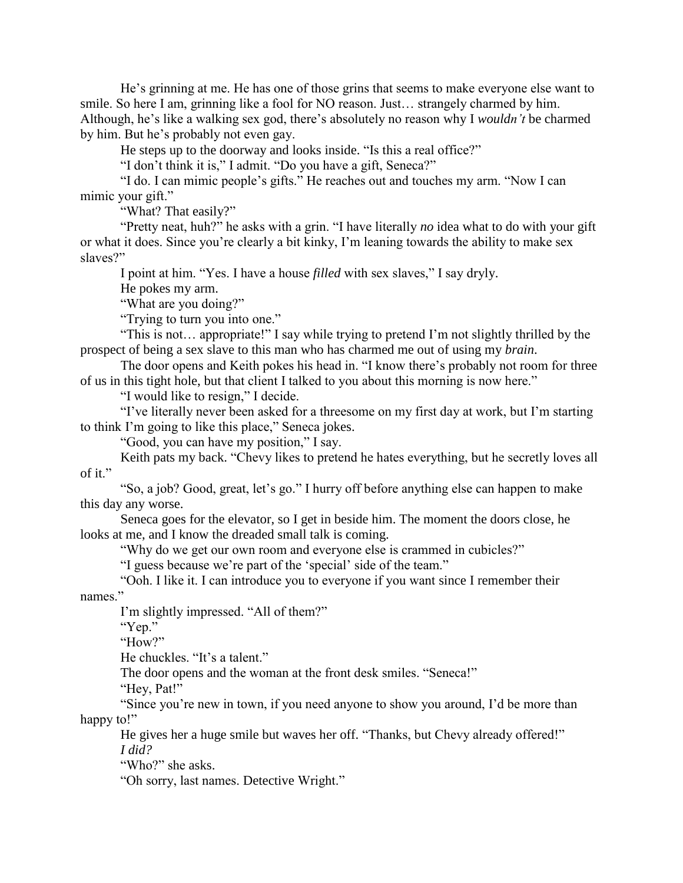He's grinning at me. He has one of those grins that seems to make everyone else want to smile. So here I am, grinning like a fool for NO reason. Just… strangely charmed by him. Although, he's like a walking sex god, there's absolutely no reason why I *wouldn't* be charmed by him. But he's probably not even gay.

He steps up to the doorway and looks inside. "Is this a real office?"

"I don't think it is," I admit. "Do you have a gift, Seneca?"

"I do. I can mimic people's gifts." He reaches out and touches my arm. "Now I can mimic your gift."

"What? That easily?"

"Pretty neat, huh?" he asks with a grin. "I have literally *no* idea what to do with your gift or what it does. Since you're clearly a bit kinky, I'm leaning towards the ability to make sex slaves?"

I point at him. "Yes. I have a house *filled* with sex slaves," I say dryly.

He pokes my arm.

"What are you doing?"

"Trying to turn you into one."

"This is not… appropriate!" I say while trying to pretend I'm not slightly thrilled by the prospect of being a sex slave to this man who has charmed me out of using my *brain*.

The door opens and Keith pokes his head in. "I know there's probably not room for three of us in this tight hole, but that client I talked to you about this morning is now here."

"I would like to resign," I decide.

"I've literally never been asked for a threesome on my first day at work, but I'm starting to think I'm going to like this place," Seneca jokes.

"Good, you can have my position," I say.

Keith pats my back. "Chevy likes to pretend he hates everything, but he secretly loves all of it."

"So, a job? Good, great, let's go." I hurry off before anything else can happen to make this day any worse.

Seneca goes for the elevator, so I get in beside him. The moment the doors close, he looks at me, and I know the dreaded small talk is coming.

"Why do we get our own room and everyone else is crammed in cubicles?"

"I guess because we're part of the 'special' side of the team."

"Ooh. I like it. I can introduce you to everyone if you want since I remember their names."

I'm slightly impressed. "All of them?"

"Yep."

"How?"

He chuckles. "It's a talent."

The door opens and the woman at the front desk smiles. "Seneca!"

"Hey, Pat!"

"Since you're new in town, if you need anyone to show you around, I'd be more than happy to!"

He gives her a huge smile but waves her off. "Thanks, but Chevy already offered!"

*I did?*

"Who?" she asks.

"Oh sorry, last names. Detective Wright."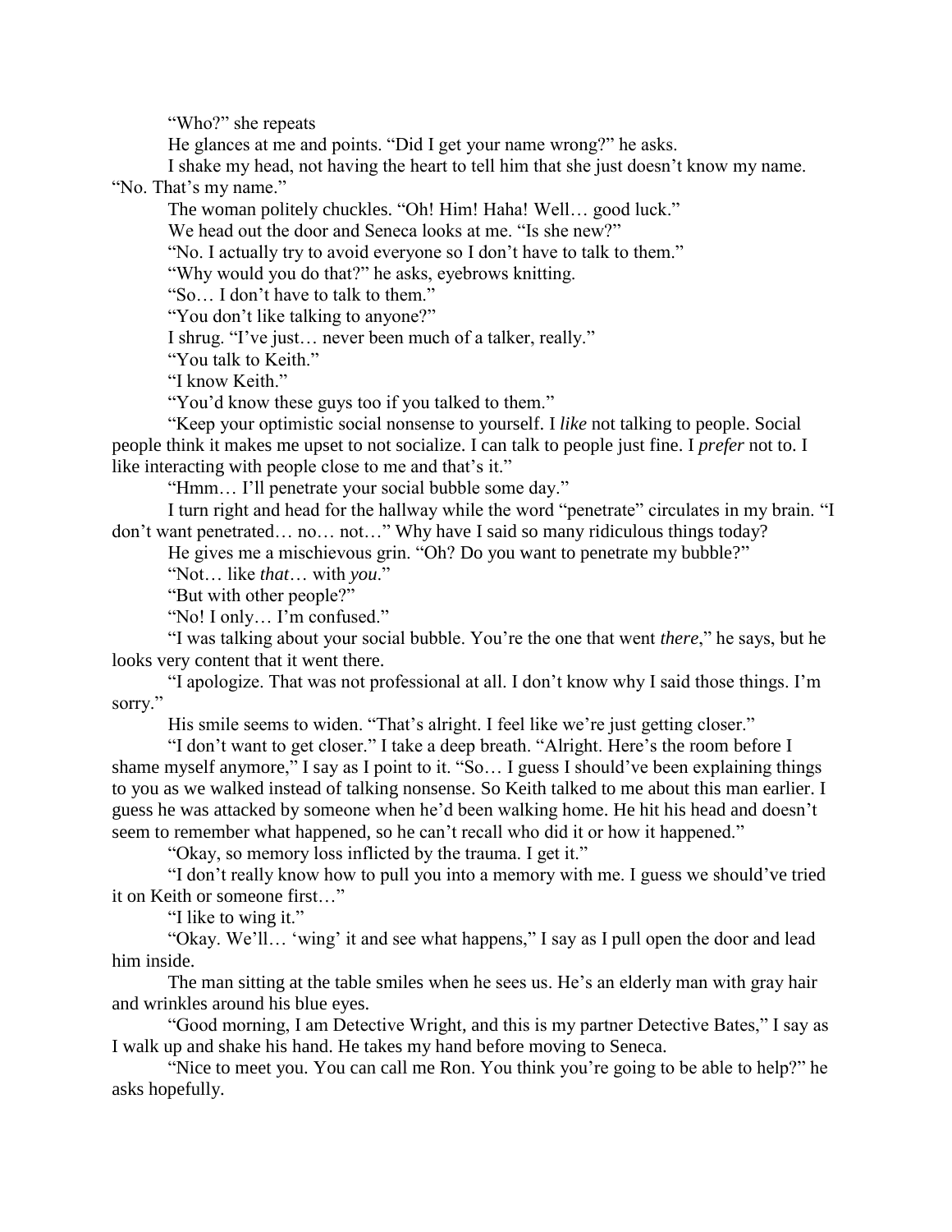"Who?" she repeats

He glances at me and points. "Did I get your name wrong?" he asks.

I shake my head, not having the heart to tell him that she just doesn't know my name. "No. That's my name."

The woman politely chuckles. "Oh! Him! Haha! Well… good luck."

We head out the door and Seneca looks at me. "Is she new?"

"No. I actually try to avoid everyone so I don't have to talk to them."

"Why would you do that?" he asks, eyebrows knitting.

"So… I don't have to talk to them."

"You don't like talking to anyone?"

I shrug. "I've just… never been much of a talker, really."

"You talk to Keith."

"I know Keith."

"You'd know these guys too if you talked to them."

"Keep your optimistic social nonsense to yourself. I *like* not talking to people. Social people think it makes me upset to not socialize. I can talk to people just fine. I *prefer* not to. I like interacting with people close to me and that's it."

"Hmm… I'll penetrate your social bubble some day."

I turn right and head for the hallway while the word "penetrate" circulates in my brain. "I don't want penetrated… no… not…" Why have I said so many ridiculous things today?

He gives me a mischievous grin. "Oh? Do you want to penetrate my bubble?"

"Not… like *that*… with *you*."

"But with other people?"

"No! I only… I'm confused."

"I was talking about your social bubble. You're the one that went *there*," he says, but he looks very content that it went there.

"I apologize. That was not professional at all. I don't know why I said those things. I'm sorry."

His smile seems to widen. "That's alright. I feel like we're just getting closer."

"I don't want to get closer." I take a deep breath. "Alright. Here's the room before I shame myself anymore," I say as I point to it. "So… I guess I should've been explaining things to you as we walked instead of talking nonsense. So Keith talked to me about this man earlier. I guess he was attacked by someone when he'd been walking home. He hit his head and doesn't seem to remember what happened, so he can't recall who did it or how it happened."

"Okay, so memory loss inflicted by the trauma. I get it."

"I don't really know how to pull you into a memory with me. I guess we should've tried it on Keith or someone first…"

"I like to wing it."

"Okay. We'll… 'wing' it and see what happens," I say as I pull open the door and lead him inside.

The man sitting at the table smiles when he sees us. He's an elderly man with gray hair and wrinkles around his blue eyes.

"Good morning, I am Detective Wright, and this is my partner Detective Bates," I say as I walk up and shake his hand. He takes my hand before moving to Seneca.

"Nice to meet you. You can call me Ron. You think you're going to be able to help?" he asks hopefully.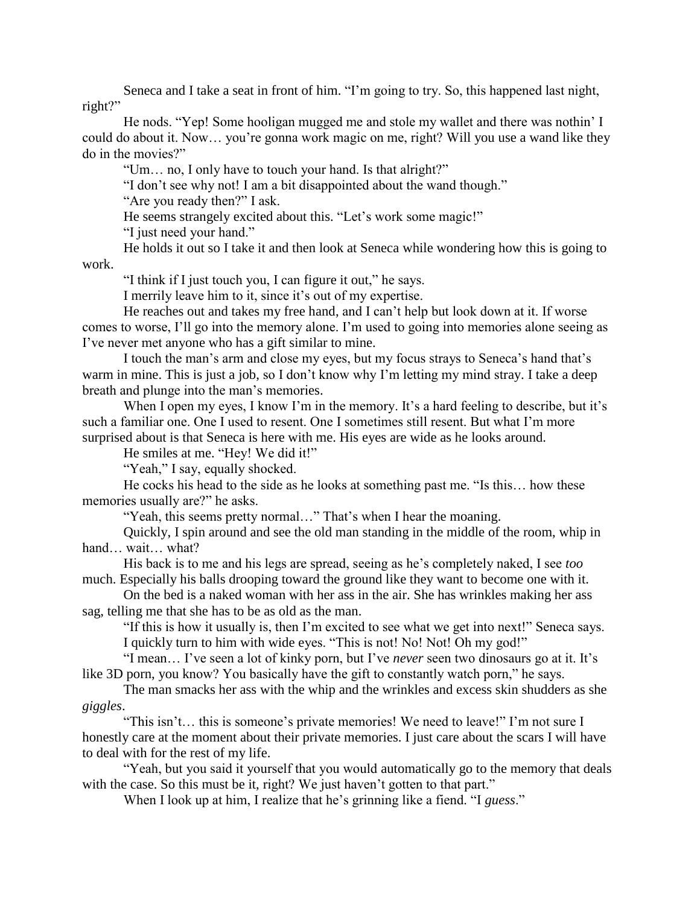Seneca and I take a seat in front of him. "I'm going to try. So, this happened last night, right?"

He nods. "Yep! Some hooligan mugged me and stole my wallet and there was nothin' I could do about it. Now… you're gonna work magic on me, right? Will you use a wand like they do in the movies?"

"Um… no, I only have to touch your hand. Is that alright?"

"I don't see why not! I am a bit disappointed about the wand though."

"Are you ready then?" I ask.

He seems strangely excited about this. "Let's work some magic!"

"I just need your hand."

He holds it out so I take it and then look at Seneca while wondering how this is going to work.

"I think if I just touch you, I can figure it out," he says.

I merrily leave him to it, since it's out of my expertise.

He reaches out and takes my free hand, and I can't help but look down at it. If worse comes to worse, I'll go into the memory alone. I'm used to going into memories alone seeing as I've never met anyone who has a gift similar to mine.

I touch the man's arm and close my eyes, but my focus strays to Seneca's hand that's warm in mine. This is just a job, so I don't know why I'm letting my mind stray. I take a deep breath and plunge into the man's memories.

When I open my eyes, I know I'm in the memory. It's a hard feeling to describe, but it's such a familiar one. One I used to resent. One I sometimes still resent. But what I'm more surprised about is that Seneca is here with me. His eyes are wide as he looks around.

He smiles at me. "Hey! We did it!"

"Yeah," I say, equally shocked.

He cocks his head to the side as he looks at something past me. "Is this… how these memories usually are?" he asks.

"Yeah, this seems pretty normal…" That's when I hear the moaning.

Quickly, I spin around and see the old man standing in the middle of the room, whip in hand… wait… what?

His back is to me and his legs are spread, seeing as he's completely naked, I see *too* much. Especially his balls drooping toward the ground like they want to become one with it.

On the bed is a naked woman with her ass in the air. She has wrinkles making her ass sag, telling me that she has to be as old as the man.

"If this is how it usually is, then I'm excited to see what we get into next!" Seneca says.

I quickly turn to him with wide eyes. "This is not! No! Not! Oh my god!"

"I mean… I've seen a lot of kinky porn, but I've *never* seen two dinosaurs go at it. It's like 3D porn, you know? You basically have the gift to constantly watch porn," he says.

The man smacks her ass with the whip and the wrinkles and excess skin shudders as she *giggles*.

"This isn't… this is someone's private memories! We need to leave!" I'm not sure I honestly care at the moment about their private memories. I just care about the scars I will have to deal with for the rest of my life.

"Yeah, but you said it yourself that you would automatically go to the memory that deals with the case. So this must be it, right? We just haven't gotten to that part."

When I look up at him, I realize that he's grinning like a fiend. "I *guess*."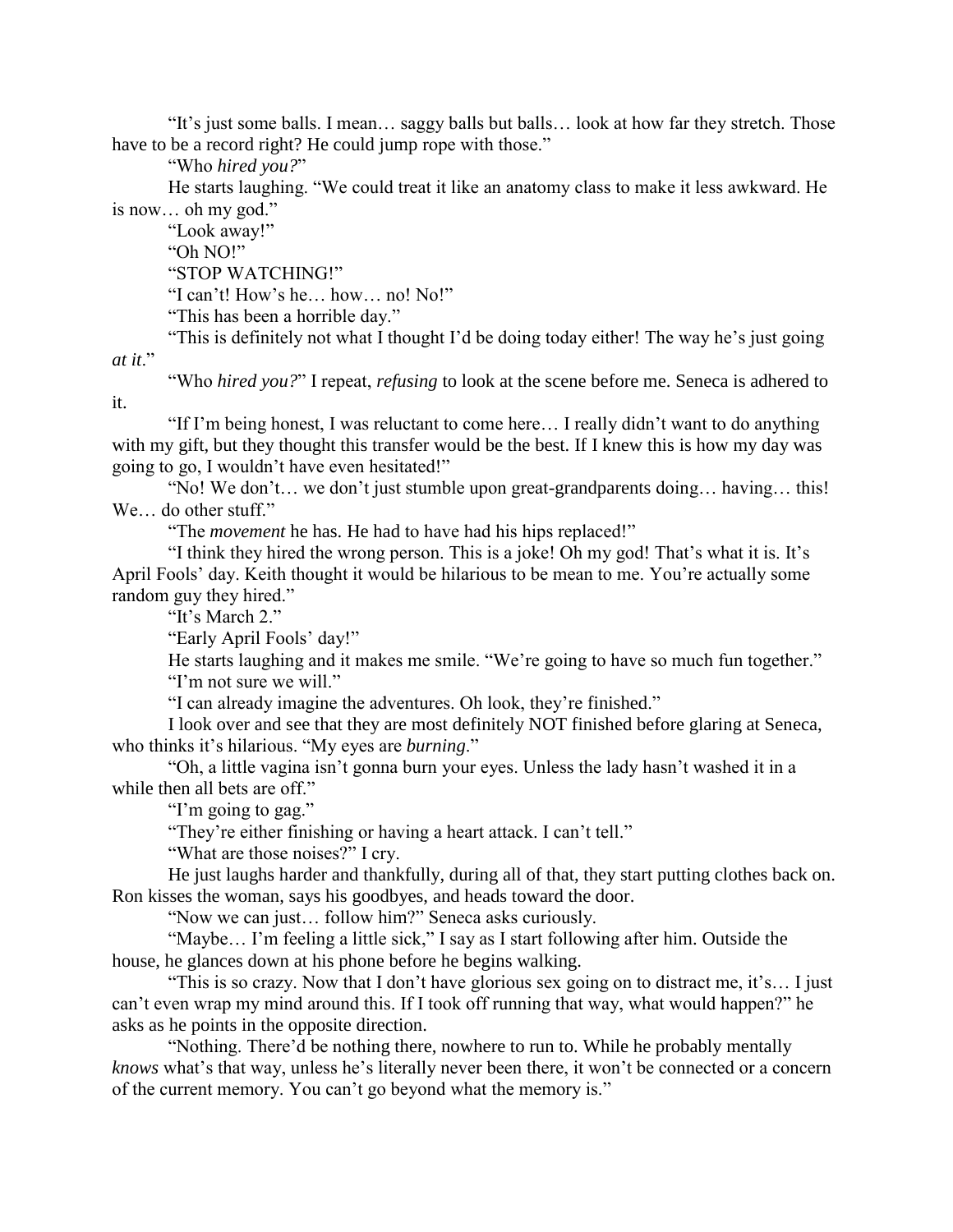"It's just some balls. I mean… saggy balls but balls… look at how far they stretch. Those have to be a record right? He could jump rope with those."

"Who *hired you?*"

He starts laughing. "We could treat it like an anatomy class to make it less awkward. He is now… oh my god."

"Look away!"

"Oh NO!"

"STOP WATCHING!"

"I can't! How's he… how… no! No!"

"This has been a horrible day."

"This is definitely not what I thought I'd be doing today either! The way he's just going *at it*."

"Who *hired you?*" I repeat, *refusing* to look at the scene before me. Seneca is adhered to it.

"If I'm being honest, I was reluctant to come here… I really didn't want to do anything with my gift, but they thought this transfer would be the best. If I knew this is how my day was going to go, I wouldn't have even hesitated!"

"No! We don't… we don't just stumble upon great-grandparents doing… having… this! We… do other stuff."

"The *movement* he has. He had to have had his hips replaced!"

"I think they hired the wrong person. This is a joke! Oh my god! That's what it is. It's April Fools' day. Keith thought it would be hilarious to be mean to me. You're actually some random guy they hired."

"It's March 2."

"Early April Fools' day!"

He starts laughing and it makes me smile. "We're going to have so much fun together."

"I'm not sure we will."

"I can already imagine the adventures. Oh look, they're finished."

I look over and see that they are most definitely NOT finished before glaring at Seneca, who thinks it's hilarious. "My eyes are *burning*."

"Oh, a little vagina isn't gonna burn your eyes. Unless the lady hasn't washed it in a while then all bets are off."

"I'm going to gag."

"They're either finishing or having a heart attack. I can't tell."

"What are those noises?" I cry.

He just laughs harder and thankfully, during all of that, they start putting clothes back on. Ron kisses the woman, says his goodbyes, and heads toward the door.

"Now we can just… follow him?" Seneca asks curiously.

"Maybe… I'm feeling a little sick," I say as I start following after him. Outside the house, he glances down at his phone before he begins walking.

"This is so crazy. Now that I don't have glorious sex going on to distract me, it's… I just can't even wrap my mind around this. If I took off running that way, what would happen?" he asks as he points in the opposite direction.

"Nothing. There'd be nothing there, nowhere to run to. While he probably mentally *knows* what's that way, unless he's literally never been there, it won't be connected or a concern of the current memory. You can't go beyond what the memory is."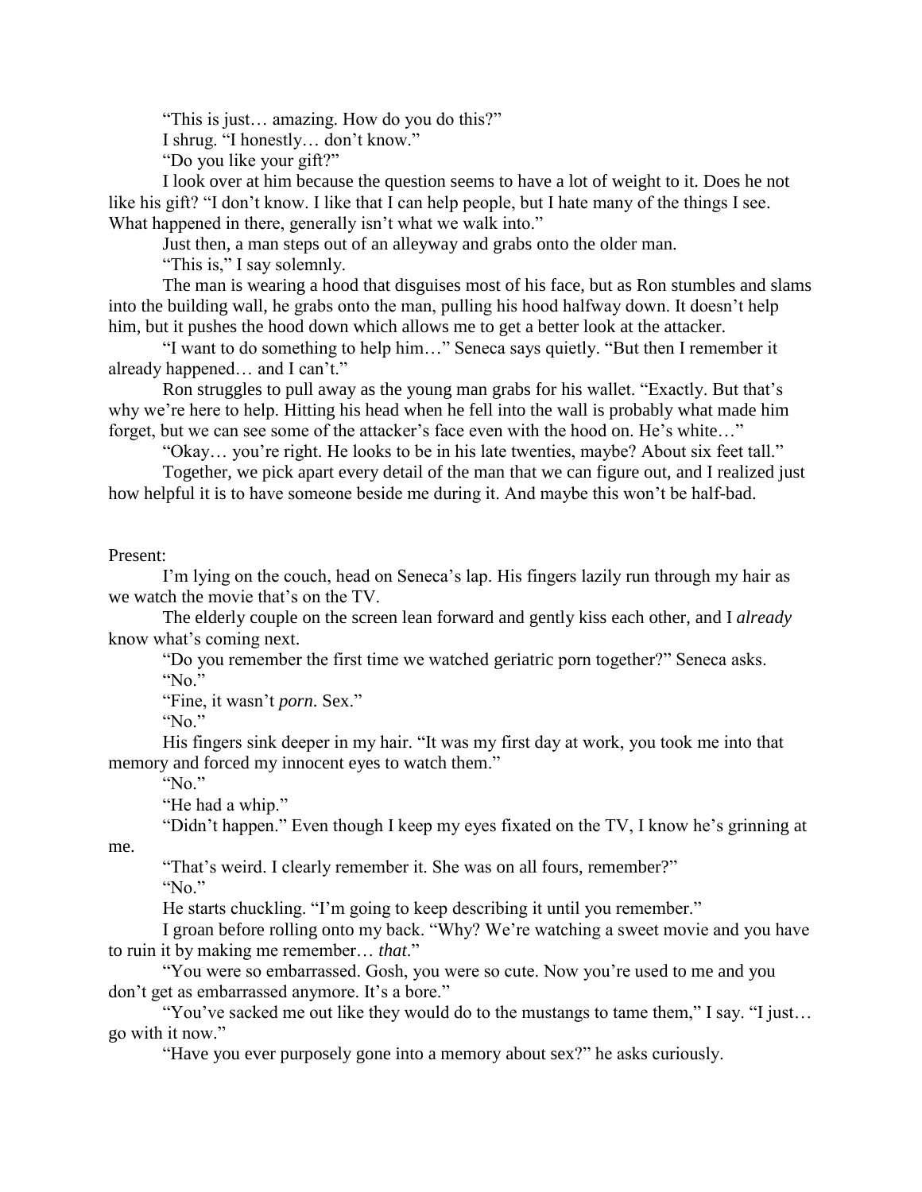"This is just… amazing. How do you do this?"

I shrug. "I honestly… don't know."

"Do you like your gift?"

I look over at him because the question seems to have a lot of weight to it. Does he not like his gift? "I don't know. I like that I can help people, but I hate many of the things I see. What happened in there, generally isn't what we walk into."

Just then, a man steps out of an alleyway and grabs onto the older man.

"This is," I say solemnly.

The man is wearing a hood that disguises most of his face, but as Ron stumbles and slams into the building wall, he grabs onto the man, pulling his hood halfway down. It doesn't help him, but it pushes the hood down which allows me to get a better look at the attacker.

"I want to do something to help him…" Seneca says quietly. "But then I remember it already happened… and I can't."

Ron struggles to pull away as the young man grabs for his wallet. "Exactly. But that's why we're here to help. Hitting his head when he fell into the wall is probably what made him forget, but we can see some of the attacker's face even with the hood on. He's white…"

"Okay… you're right. He looks to be in his late twenties, maybe? About six feet tall."

Together, we pick apart every detail of the man that we can figure out, and I realized just how helpful it is to have someone beside me during it. And maybe this won't be half-bad.

Present:

I'm lying on the couch, head on Seneca's lap. His fingers lazily run through my hair as we watch the movie that's on the TV.

The elderly couple on the screen lean forward and gently kiss each other, and I *already* know what's coming next.

"Do you remember the first time we watched geriatric porn together?" Seneca asks.

"No."

"Fine, it wasn't *porn.* Sex."

"No."

His fingers sink deeper in my hair. "It was my first day at work, you took me into that memory and forced my innocent eyes to watch them."

"No."

"He had a whip."

"Didn't happen." Even though I keep my eyes fixated on the TV, I know he's grinning at me.

"That's weird. I clearly remember it. She was on all fours, remember?"

"No."

He starts chuckling. "I'm going to keep describing it until you remember."

I groan before rolling onto my back. "Why? We're watching a sweet movie and you have to ruin it by making me remember… *that*."

"You were so embarrassed. Gosh, you were so cute. Now you're used to me and you don't get as embarrassed anymore. It's a bore."

"You've sacked me out like they would do to the mustangs to tame them," I say. "I just… go with it now."

"Have you ever purposely gone into a memory about sex?" he asks curiously.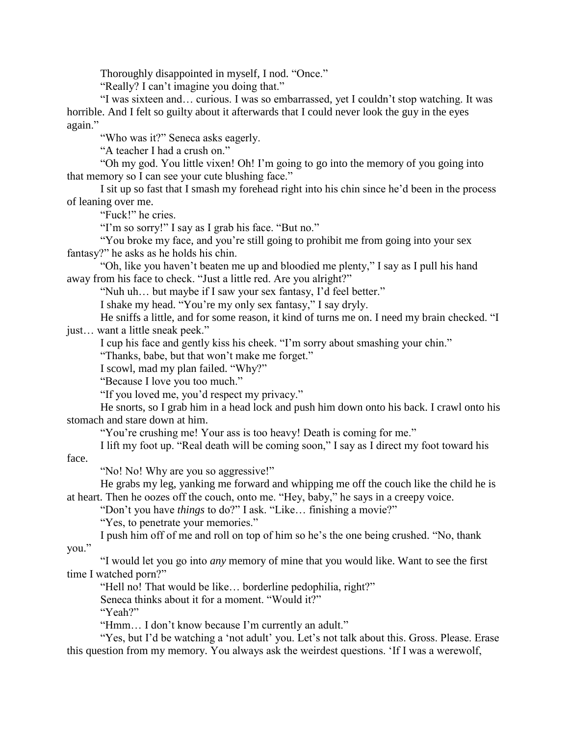Thoroughly disappointed in myself, I nod. "Once."

"Really? I can't imagine you doing that."

"I was sixteen and… curious. I was so embarrassed, yet I couldn't stop watching. It was horrible. And I felt so guilty about it afterwards that I could never look the guy in the eyes again."

"Who was it?" Seneca asks eagerly.

"A teacher I had a crush on."

"Oh my god. You little vixen! Oh! I'm going to go into the memory of you going into that memory so I can see your cute blushing face."

I sit up so fast that I smash my forehead right into his chin since he'd been in the process of leaning over me.

"Fuck!" he cries.

"I'm so sorry!" I say as I grab his face. "But no."

"You broke my face, and you're still going to prohibit me from going into your sex fantasy?" he asks as he holds his chin.

"Oh, like you haven't beaten me up and bloodied me plenty," I say as I pull his hand away from his face to check. "Just a little red. Are you alright?"

"Nuh uh… but maybe if I saw your sex fantasy, I'd feel better."

I shake my head. "You're my only sex fantasy," I say dryly.

He sniffs a little, and for some reason, it kind of turns me on. I need my brain checked. "I just… want a little sneak peek."

I cup his face and gently kiss his cheek. "I'm sorry about smashing your chin."

"Thanks, babe, but that won't make me forget."

I scowl, mad my plan failed. "Why?"

"Because I love you too much."

"If you loved me, you'd respect my privacy."

He snorts, so I grab him in a head lock and push him down onto his back. I crawl onto his stomach and stare down at him.

"You're crushing me! Your ass is too heavy! Death is coming for me."

I lift my foot up. "Real death will be coming soon," I say as I direct my foot toward his face.

"No! No! Why are you so aggressive!"

He grabs my leg, yanking me forward and whipping me off the couch like the child he is at heart. Then he oozes off the couch, onto me. "Hey, baby," he says in a creepy voice.

"Don't you have *things* to do?" I ask. "Like… finishing a movie?"

"Yes, to penetrate your memories."

I push him off of me and roll on top of him so he's the one being crushed. "No, thank you."

"I would let you go into *any* memory of mine that you would like. Want to see the first time I watched porn?"

"Hell no! That would be like… borderline pedophilia, right?"

Seneca thinks about it for a moment. "Would it?"

"Yeah?"

"Hmm… I don't know because I'm currently an adult."

"Yes, but I'd be watching a 'not adult' you. Let's not talk about this. Gross. Please. Erase this question from my memory. You always ask the weirdest questions. 'If I was a werewolf,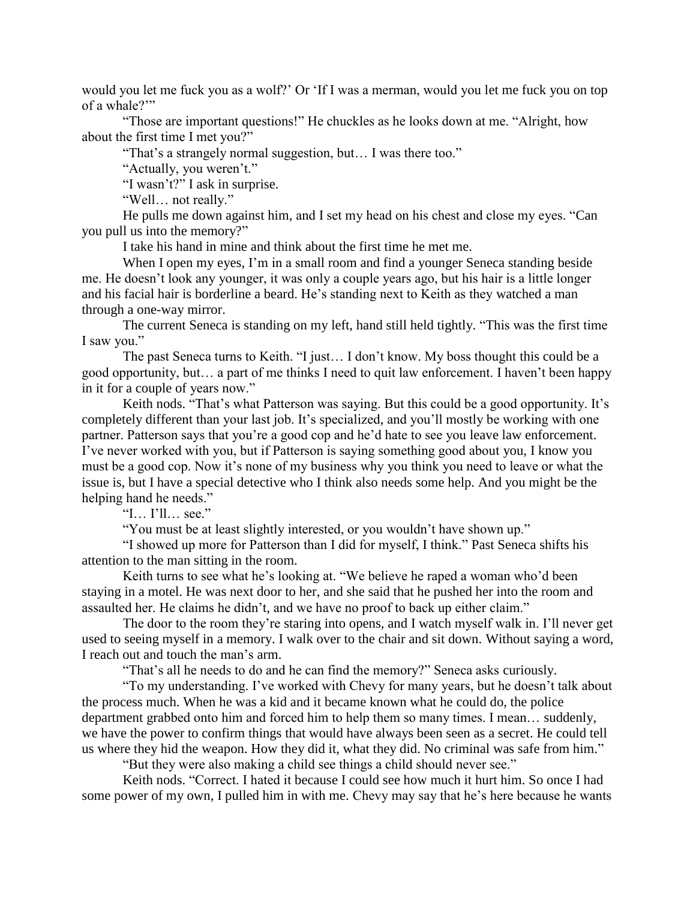would you let me fuck you as a wolf?' Or 'If I was a merman, would you let me fuck you on top of a whale?'"

"Those are important questions!" He chuckles as he looks down at me. "Alright, how about the first time I met you?"

"That's a strangely normal suggestion, but… I was there too."

"Actually, you weren't."

"I wasn't?" I ask in surprise.

"Well… not really."

He pulls me down against him, and I set my head on his chest and close my eyes. "Can you pull us into the memory?"

I take his hand in mine and think about the first time he met me.

When I open my eyes, I'm in a small room and find a younger Seneca standing beside me. He doesn't look any younger, it was only a couple years ago, but his hair is a little longer and his facial hair is borderline a beard. He's standing next to Keith as they watched a man through a one-way mirror.

The current Seneca is standing on my left, hand still held tightly. "This was the first time I saw you."

The past Seneca turns to Keith. "I just… I don't know. My boss thought this could be a good opportunity, but… a part of me thinks I need to quit law enforcement. I haven't been happy in it for a couple of years now."

Keith nods. "That's what Patterson was saying. But this could be a good opportunity. It's completely different than your last job. It's specialized, and you'll mostly be working with one partner. Patterson says that you're a good cop and he'd hate to see you leave law enforcement. I've never worked with you, but if Patterson is saying something good about you, I know you must be a good cop. Now it's none of my business why you think you need to leave or what the issue is, but I have a special detective who I think also needs some help. And you might be the helping hand he needs."

"I… I'll… see."

"You must be at least slightly interested, or you wouldn't have shown up."

"I showed up more for Patterson than I did for myself, I think." Past Seneca shifts his attention to the man sitting in the room.

Keith turns to see what he's looking at. "We believe he raped a woman who'd been staying in a motel. He was next door to her, and she said that he pushed her into the room and assaulted her. He claims he didn't, and we have no proof to back up either claim."

The door to the room they're staring into opens, and I watch myself walk in. I'll never get used to seeing myself in a memory. I walk over to the chair and sit down. Without saying a word, I reach out and touch the man's arm.

"That's all he needs to do and he can find the memory?" Seneca asks curiously.

"To my understanding. I've worked with Chevy for many years, but he doesn't talk about the process much. When he was a kid and it became known what he could do, the police department grabbed onto him and forced him to help them so many times. I mean… suddenly, we have the power to confirm things that would have always been seen as a secret. He could tell us where they hid the weapon. How they did it, what they did. No criminal was safe from him."

"But they were also making a child see things a child should never see."

Keith nods. "Correct. I hated it because I could see how much it hurt him. So once I had some power of my own, I pulled him in with me. Chevy may say that he's here because he wants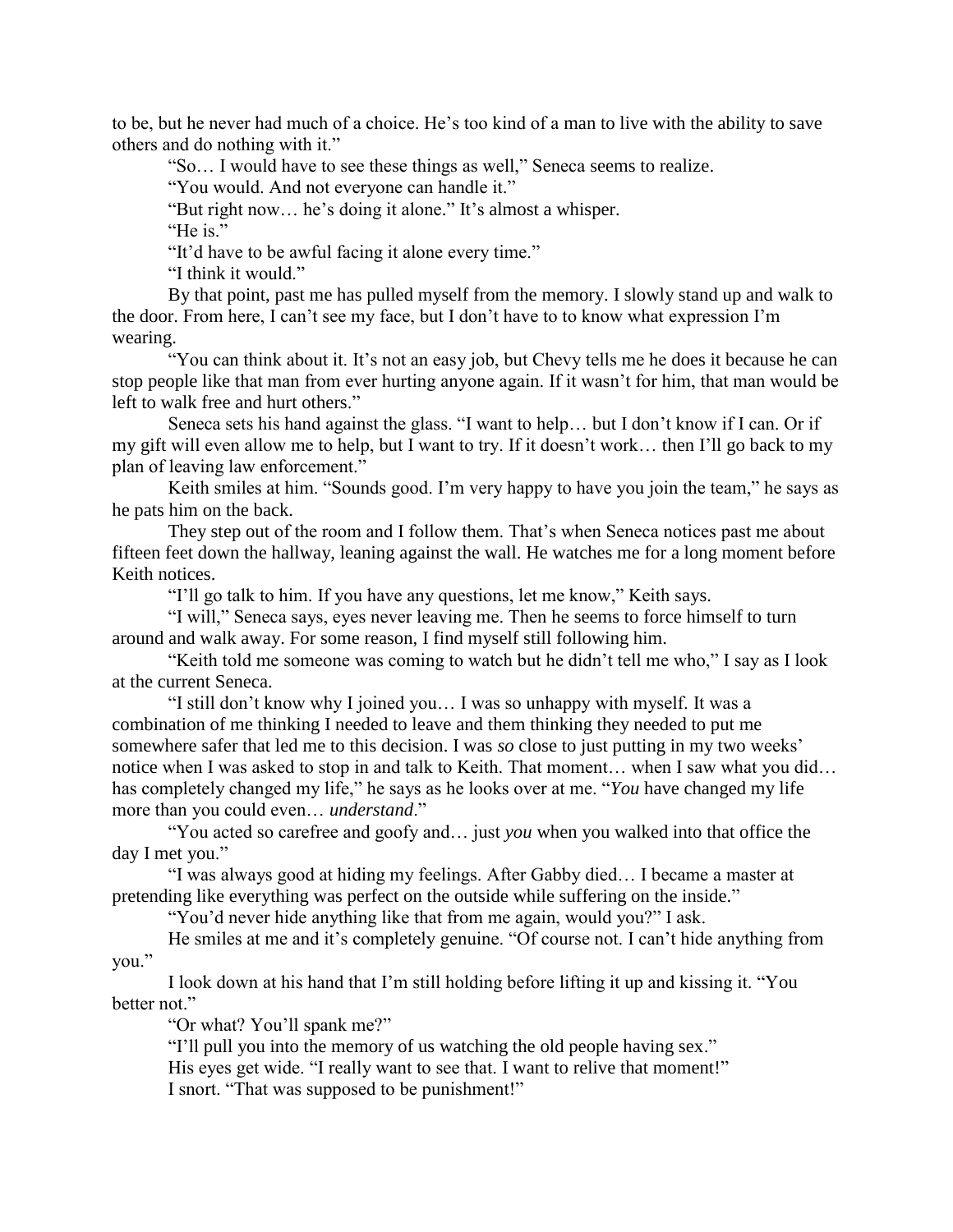to be, but he never had much of a choice. He's too kind of a man to live with the ability to save others and do nothing with it."

"So… I would have to see these things as well," Seneca seems to realize.

"You would. And not everyone can handle it."

"But right now… he's doing it alone." It's almost a whisper.

"He is."

"It'd have to be awful facing it alone every time."

"I think it would."

By that point, past me has pulled myself from the memory. I slowly stand up and walk to the door. From here, I can't see my face, but I don't have to to know what expression I'm wearing.

"You can think about it. It's not an easy job, but Chevy tells me he does it because he can stop people like that man from ever hurting anyone again. If it wasn't for him, that man would be left to walk free and hurt others."

Seneca sets his hand against the glass. "I want to help… but I don't know if I can. Or if my gift will even allow me to help, but I want to try. If it doesn't work… then I'll go back to my plan of leaving law enforcement."

Keith smiles at him. "Sounds good. I'm very happy to have you join the team," he says as he pats him on the back.

They step out of the room and I follow them. That's when Seneca notices past me about fifteen feet down the hallway, leaning against the wall. He watches me for a long moment before Keith notices.

"I'll go talk to him. If you have any questions, let me know," Keith says.

"I will," Seneca says, eyes never leaving me. Then he seems to force himself to turn around and walk away. For some reason, I find myself still following him.

"Keith told me someone was coming to watch but he didn't tell me who," I say as I look at the current Seneca.

"I still don't know why I joined you… I was so unhappy with myself. It was a combination of me thinking I needed to leave and them thinking they needed to put me somewhere safer that led me to this decision. I was *so* close to just putting in my two weeks' notice when I was asked to stop in and talk to Keith. That moment… when I saw what you did… has completely changed my life," he says as he looks over at me. "*You* have changed my life more than you could even… *understand*."

"You acted so carefree and goofy and… just *you* when you walked into that office the day I met you."

"I was always good at hiding my feelings. After Gabby died… I became a master at pretending like everything was perfect on the outside while suffering on the inside."

"You'd never hide anything like that from me again, would you?" I ask.

He smiles at me and it's completely genuine. "Of course not. I can't hide anything from you."

I look down at his hand that I'm still holding before lifting it up and kissing it. "You better not."

"Or what? You'll spank me?"

"I'll pull you into the memory of us watching the old people having sex."

His eyes get wide. "I really want to see that. I want to relive that moment!"

I snort. "That was supposed to be punishment!"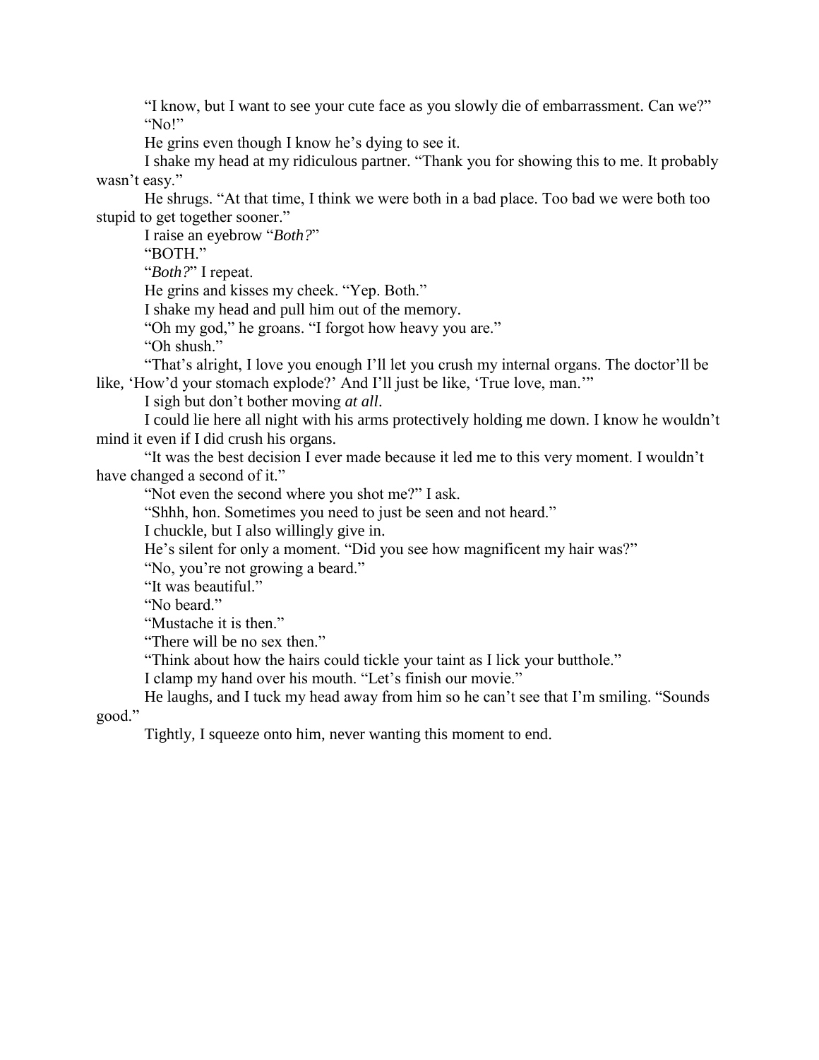"I know, but I want to see your cute face as you slowly die of embarrassment. Can we?"

"No!"

He grins even though I know he's dying to see it.

I shake my head at my ridiculous partner. "Thank you for showing this to me. It probably wasn't easy."

He shrugs. "At that time, I think we were both in a bad place. Too bad we were both too stupid to get together sooner."

I raise an eyebrow "*Both?*"

"BOTH."

"*Both?*" I repeat.

He grins and kisses my cheek. "Yep. Both."

I shake my head and pull him out of the memory.

"Oh my god," he groans. "I forgot how heavy you are."

"Oh shush."

"That's alright, I love you enough I'll let you crush my internal organs. The doctor'll be like, 'How'd your stomach explode?' And I'll just be like, 'True love, man.'"

I sigh but don't bother moving *at all*.

I could lie here all night with his arms protectively holding me down. I know he wouldn't mind it even if I did crush his organs.

"It was the best decision I ever made because it led me to this very moment. I wouldn't have changed a second of it."

"Not even the second where you shot me?" I ask.

"Shhh, hon. Sometimes you need to just be seen and not heard."

I chuckle, but I also willingly give in.

He's silent for only a moment. "Did you see how magnificent my hair was?"

"No, you're not growing a beard."

"It was beautiful."

"No beard."

"Mustache it is then."

"There will be no sex then."

"Think about how the hairs could tickle your taint as I lick your butthole."

I clamp my hand over his mouth. "Let's finish our movie."

He laughs, and I tuck my head away from him so he can't see that I'm smiling. "Sounds good."

Tightly, I squeeze onto him, never wanting this moment to end.